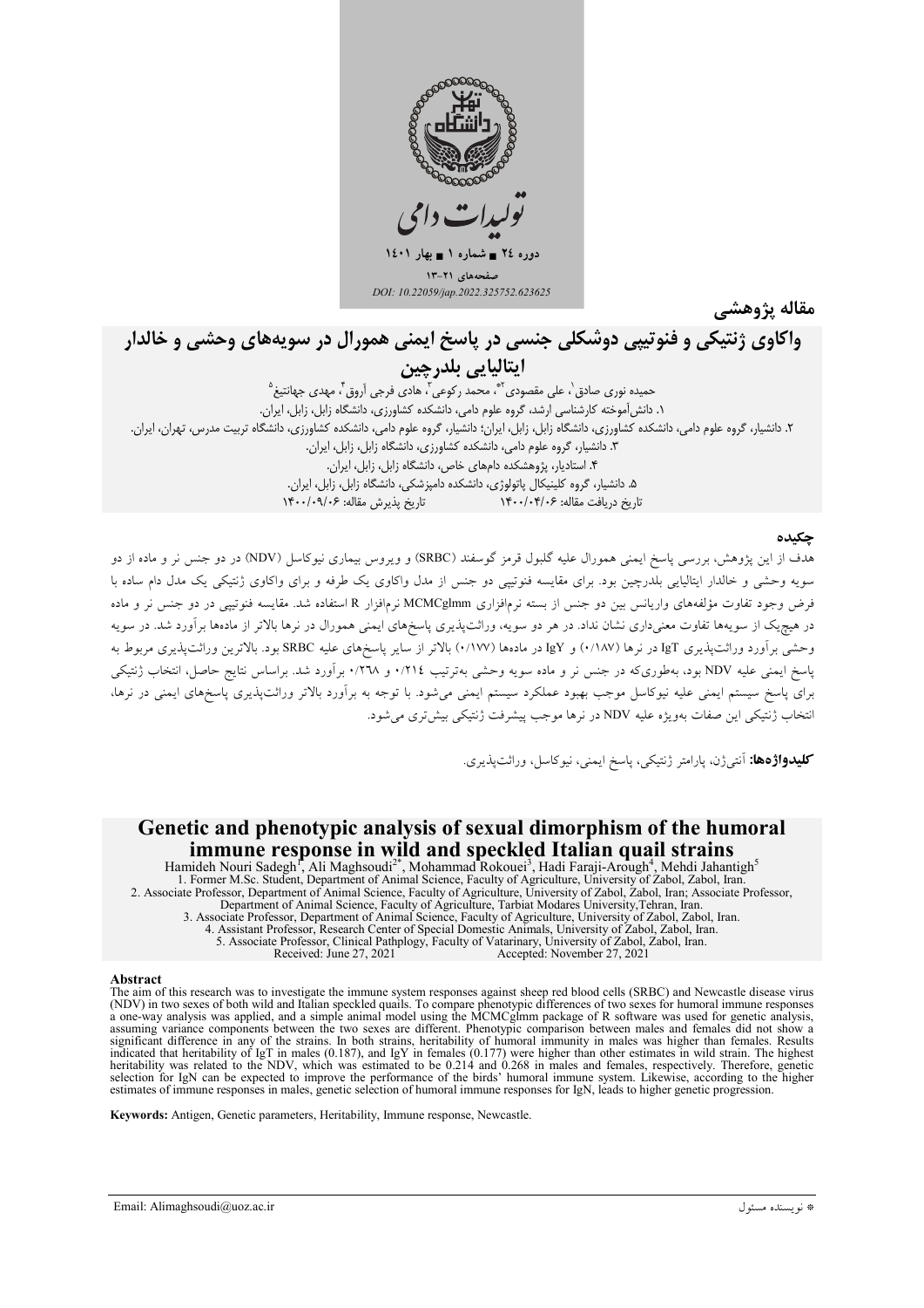تولیدات دامی

دوره ۲۴ ■ شماره ۱ ■ بهار ۱۴۰۱

صفحه‌های ۲۱-۱۳

*DOI: 10.22059/jap.2022.325752.623625*

**مقاله پژوهشی**

# واکاوی ژنتیکی و فنوتیپی دوشکلی جنسی در پاسخ ایمنی همورال در سویه‌های وحشی و خالدار ایتالیایی بلدرچین

حمیده نوری صادق[۱]، علی مقصودی[۲*]، محمد رکوعی[۳]، هادی فرجی آروق[۴]، مهدی جهانتیغ[۵]

۱. دانش‌آموخته کارشناسی ارشد، گروه علوم دامی، دانشکده کشاورزی، دانشگاه زابل، زابل، ایران.
۲. دانشیار، گروه علوم دامی، دانشکده کشاورزی، دانشگاه زابل، زابل، ایران؛ دانشیار، گروه علوم دامی، دانشکده کشاورزی، دانشگاه تربیت مدرس، تهران، ایران.
۳. دانشیار، گروه علوم دامی، دانشکده کشاورزی، دانشگاه زابل، زابل، ایران.
۴. استادیار، پژوهشکده دام‌های خاص، دانشگاه زابل، زابل، ایران.
۵. دانشیار، گروه کلینیکال پاتولوژی، دانشکده دامپزشکی، دانشگاه زابل، زابل، ایران.

تاریخ دریافت مقاله: ۱۴۰۰/۰۴/۰۶ تاریخ پذیرش مقاله: ۱۴۰۰/۰۹/۰۶

## چکیده

هدف از این پژوهش، بررسی پاسخ ایمنی همورال علیه گلبول قرمز گوسفند (SRBC) و ویروس بیماری نیوکاسل (NDV) در دو جنس نر و ماده از دو سویه وحشی و خالدار ایتالیایی بلدرچین بود. برای مقایسه فنوتیپی دو جنس از مدل واکاوی یک طرفه و برای واکاوی ژنتیکی یک مدل دام ساده با فرض وجود تفاوت مؤلفه‌های واریانس بین دو جنس از بسته نرم‌افزاری MCMCglmm نرم‌افزار R استفاده شد. مقایسه فنوتیپی در دو جنس نر و ماده در هیچ‌یک از سویه‌ها تفاوت معنی‌داری نشان نداد. در هر دو سویه، وراثت‌پذیری پاسخ‌های ایمنی همورال در نرها بالاتر از ماده‌ها برآورد شد. در سویه وحشی برآورد وراثت‌پذیری IgT در نرها (۰/۱۸۷) و IgY در ماده‌ها (۰/۱۷۷) بالاتر از سایر پاسخ‌های علیه SRBC بود. بالاترین وراثت‌پذیری مربوط به پاسخ ایمنی علیه NDV بود، به‌طوری‌که در جنس نر و ماده سویه وحشی به‌ترتیب ۰/۲۱۴ و ۰/۲۶۸ برآورد شد. براساس نتایج حاصل، انتخاب ژنتیکی برای پاسخ سیستم ایمنی علیه نیوکاسل موجب بهبود عملکرد سیستم ایمنی می‌شود. با توجه به برآورد بالاتر وراثت‌پذیری پاسخ‌های ایمنی در نرها، انتخاب ژنتیکی این صفات به‌ویژه علیه NDV در نرها موجب پیشرفت ژنتیکی بیش‌تری می‌شود.

**کلیدواژه‌ها:** آنتی‌ژن، پارامتر ژنتیکی، پاسخ ایمنی، نیوکاسل، وراثت‌پذیری.

# Genetic and phenotypic analysis of sexual dimorphism of the humoral immune response in wild and speckled Italian quail strains

Hamideh Nouri Sadegh[1], Ali Maghsoudi[2*], Mohammad Rokouei[3], Hadi Faraji-Arough[4], Mehdi Jahantigh[5]

1. Former M.Sc. Student, Department of Animal Science, Faculty of Agriculture, University of Zabol, Zabol, Iran.
2. Associate Professor, Department of Animal Science, Faculty of Agriculture, University of Zabol, Zabol, Iran; Associate Professor, Department of Animal Science, Faculty of Agriculture, Tarbiat Modares University,Tehran, Iran.
3. Associate Professor, Department of Animal Science, Faculty of Agriculture, University of Zabol, Zabol, Iran.
4. Assistant Professor, Research Center of Special Domestic Animals, University of Zabol, Zabol, Iran.
5. Associate Professor, Clinical Pathplogy, Faculty of Vatarinary, University of Zabol, Zabol, Iran.

Received: June 27, 2021 Accepted: November 27, 2021

## Abstract

The aim of this research was to investigate the immune system responses against sheep red blood cells (SRBC) and Newcastle disease virus (NDV) in two sexes of both wild and Italian speckled quails. To compare phenotypic differences of two sexes for humoral immune responses a one-way analysis was applied, and a simple animal model using the MCMCglmm package of R software was used for genetic analysis, assuming variance components between the two sexes are different. Phenotypic comparison between males and females did not show a significant difference in any of the strains. In both strains, heritability of humoral immunity in males was higher than females. Results indicated that heritability of IgT in males (0.187), and IgY in females (0.177) were higher than other estimates in wild strain. The highest heritability was related to the NDV, which was estimated to be 0.214 and 0.268 in males and females, respectively. Therefore, genetic selection for IgN can be expected to improve the performance of the birds' humoral immune system. Likewise, according to the higher estimates of immune responses in males, genetic selection of humoral immune responses for IgN, leads to higher genetic progression.

**Keywords:** Antigen, Genetic parameters, Heritability, Immune response, Newcastle.

Email: Alimaghsoudi@uoz.ac.ir

* نویسنده مسئول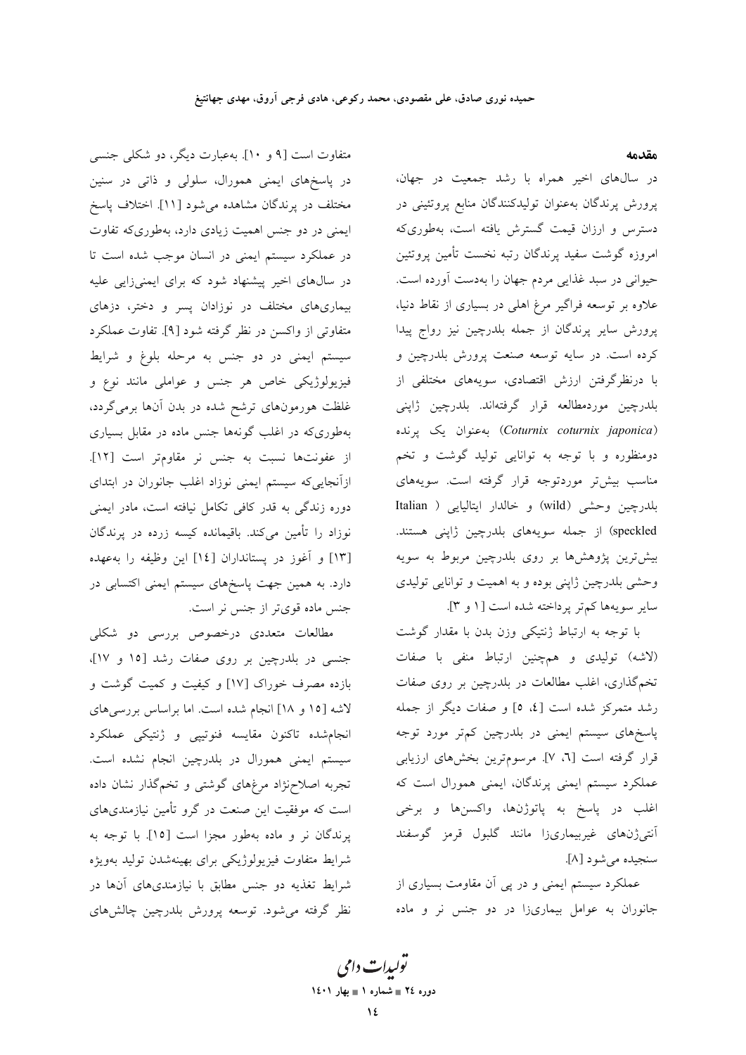## مقدمه

در سال‌های اخیر همراه با رشد جمعیت در جهان، پرورش پرندگان به‌عنوان تولیدکنندگان منابع پروتئینی در دسترس و ارزان قیمت گسترش یافته است، به‌طوری‌که امروزه گوشت سفید پرندگان رتبه نخست تأمین پروتئین حیوانی در سبد غذایی مردم جهان را به‌دست آورده است. علاوه بر توسعه فراگیر مرغ اهلی در بسیاری از نقاط دنیا، پرورش سایر پرندگان از جمله بلدرچین نیز رواج پیدا کرده است. در سایه توسعه صنعت پرورش بلدرچین و با درنظرگرفتن ارزش اقتصادی، سویه‌های مختلفی از بلدرچین موردمطالعه قرار گرفته‌اند. بلدرچین ژاپنی (*Coturnix coturnix japonica*) به‌عنوان یک پرنده دومنظوره و با توجه به توانایی تولید گوشت و تخم مناسب بیش‌تر موردتوجه قرار گرفته است. سویه‌های بلدرچین وحشی (wild) و خالدار ایتالیایی (Italian speckled) از جمله سویه‌های بلدرچین ژاپنی هستند. بیش‌ترین پژوهش‌ها بر روی بلدرچین مربوط به سویه وحشی بلدرچین ژاپنی بوده و به اهمیت و توانایی تولیدی سایر سویه‌ها کم‌تر پرداخته شده است [۱ و ۳].

با توجه به ارتباط ژنتیکی وزن بدن با مقدار گوشت (لاشه) تولیدی و همچنین ارتباط منفی با صفات تخم‌گذاری، اغلب مطالعات در بلدرچین بر روی صفات رشد متمرکز شده است [٤، ٥] و صفات دیگر از جمله پاسخ‌های سیستم ایمنی در بلدرچین کم‌تر مورد توجه قرار گرفته است [٦، ٧]. مرسوم‌ترین بخش‌های ارزیابی عملکرد سیستم ایمنی پرندگان، ایمنی همورال است که اغلب در پاسخ به پاتوژن‌ها، واکسن‌ها و برخی آنتی‌ژن‌های غیربیماری‌زا مانند گلبول قرمز گوسفند سنجیده می‌شود [۸].

عملکرد سیستم ایمنی و در پی آن مقاومت بسیاری از جانوران به عوامل بیماری‌زا در دو جنس نر و ماده متفاوت است [۹ و ۱۰]. به‌عبارت دیگر، دو شکلی جنسی در پاسخ‌های ایمنی همورال، سلولی و ذاتی در سنین مختلف در پرندگان مشاهده می‌شود [۱۱]. اختلاف پاسخ ایمنی در دو جنس اهمیت زیادی دارد، به‌طوری‌که تفاوت در عملکرد سیستم ایمنی در انسان موجب شده است تا در سال‌های اخیر پیشنهاد شود که برای ایمنی‌زایی علیه بیماری‌های مختلف در نوزادان پسر و دختر، دزهای متفاوتی از واکسن در نظر گرفته شود [۹]. تفاوت عملکرد سیستم ایمنی در دو جنس به مرحله بلوغ و شرایط فیزیولوژیکی خاص هر جنس و عواملی مانند نوع و غلظت هورمون‌های ترشح شده در بدن آن‌ها برمی‌گردد، به‌طوری‌که در اغلب گونه‌ها جنس ماده در مقابل بسیاری از عفونت‌ها نسبت به جنس نر مقاوم‌تر است [۱۲]. ازآنجایی‌که سیستم ایمنی نوزاد اغلب جانوران در ابتدای دوره زندگی به قدر کافی تکامل نیافته است، مادر ایمنی نوزاد را تأمین می‌کند. باقیمانده کیسه زرده در پرندگان [۱۳] و آغوز در پستانداران [١٤] این وظیفه را به‌عهده دارد. به همین جهت پاسخ‌های سیستم ایمنی اکتسابی در جنس ماده قوی‌تر از جنس نر است.

مطالعات متعددی درخصوص بررسی دو شکلی جنسی در بلدرچین بر روی صفات رشد [۱۵ و ۱۷]، بازده مصرف خوراک [۱۷] و کیفیت و کمیت گوشت و لاشه [۱۵ و ۱۸] انجام شده است. اما براساس بررسی‌های انجام‌شده تاکنون مقایسه فنوتیپی و ژنتیکی عملکرد سیستم ایمنی همورال در بلدرچین انجام نشده است. تجربه اصلاح‌نژاد مرغ‌های گوشتی و تخم‌گذار نشان داده است که موفقیت این صنعت در گرو تأمین نیازمندی‌های پرندگان نر و ماده به‌طور مجزا است [۱۵]. با توجه به شرایط متفاوت فیزیولوژیکی برای بهینه‌شدن تولید به‌ویژه شرایط تغذیه دو جنس مطابق با نیازمندی‌های آن‌ها در نظر گرفته می‌شود. توسعه پرورش بلدرچین چالش‌های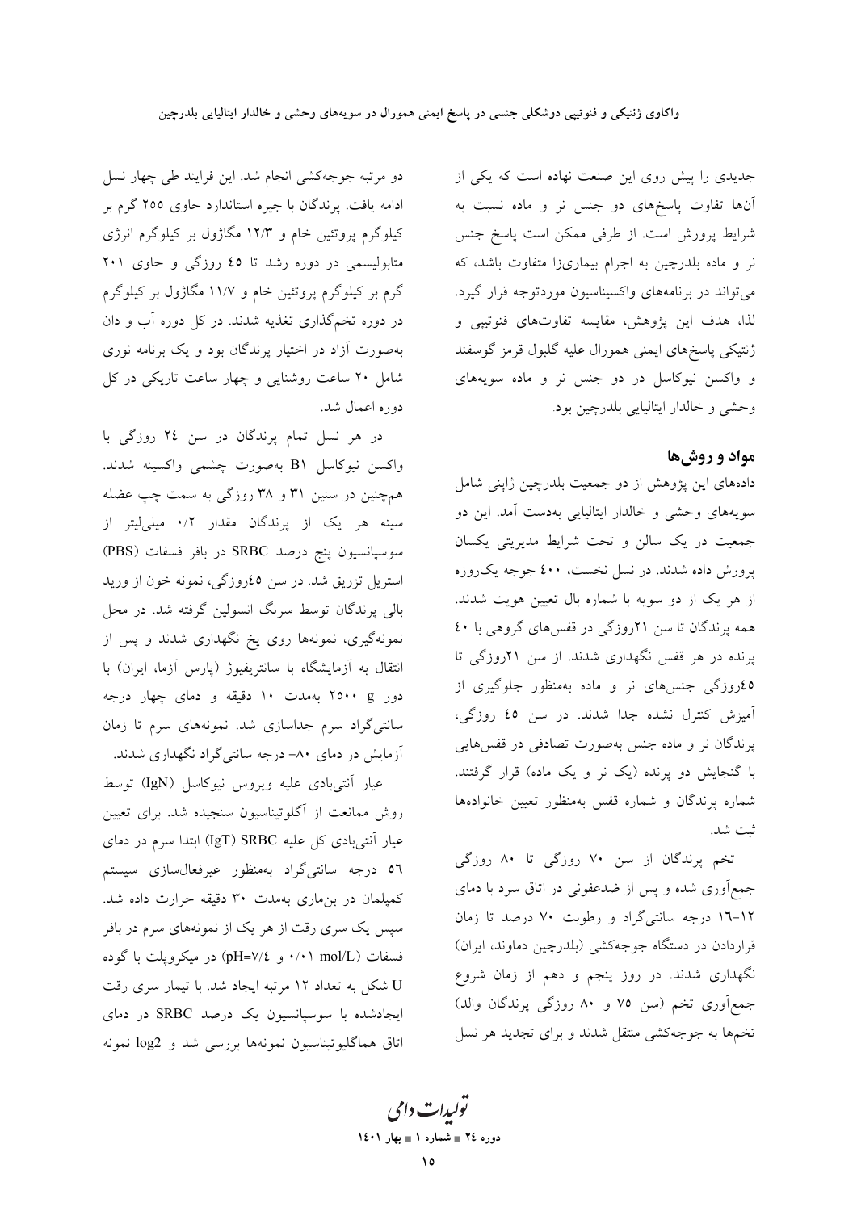جدیدی را پیش روی این صنعت نهاده است که یکی از آن‌ها تفاوت پاسخ‌های دو جنس نر و ماده نسبت به شرایط پرورش است. از طرفی ممکن است پاسخ جنس نر و ماده بلدرچین به اجرام بیماری‌زا متفاوت باشد، که می‌تواند در برنامه‌های واکسیناسیون موردتوجه قرار گیرد. لذا، هدف این پژوهش، مقایسه تفاوت‌های فنوتیپی و ژنتیکی پاسخ‌های ایمنی همورال علیه گلبول قرمز گوسفند و واکسن نیوکاسل در دو جنس نر و ماده سویه‌های وحشی و خالدار ایتالیایی بلدرچین بود.

## مواد و روش‌ها

داده‌های این پژوهش از دو جمعیت بلدرچین ژاپنی شامل سویه‌های وحشی و خالدار ایتالیایی به‌دست آمد. این دو جمعیت در یک سالن و تحت شرایط مدیریتی یکسان پرورش داده شدند. در نسل نخست، ۴۰۰ جوجه یک‌روزه از هر یک از دو سویه با شماره بال تعیین هویت شدند. همه پرندگان تا سن ۲۱روزگی در قفس‌های گروهی با ۴۰ پرنده در هر قفس نگهداری شدند. از سن ۲۱روزگی تا ۴۵روزگی جنس‌های نر و ماده به‌منظور جلوگیری از آمیزش کنترل نشده جدا شدند. در سن ۴۵ روزگی، پرندگان نر و ماده جنس به‌صورت تصادفی در قفس‌هایی با گنجایش دو پرنده (یک نر و یک ماده) قرار گرفتند. شماره پرندگان و شماره قفس به‌منظور تعیین خانواده‌ها ثبت شد.

تخم پرندگان از سن ۷۰ روزگی تا ۸۰ روزگی جمع‌آوری شده و پس از ضدعفونی در اتاق سرد با دمای ۱۲–۱۶ درجه سانتی‌گراد و رطوبت ۷۰ درصد تا زمان قراردادن در دستگاه جوجه‌کشی (بلدرچین دماوند، ایران) نگهداری شدند. در روز پنجم و دهم از زمان شروع جمع‌آوری تخم (سن ۷۵ و ۸۰ روزگی پرندگان والد) تخم‌ها به جوجه‌کشی منتقل شدند و برای تجدید هر نسل دو مرتبه جوجه‌کشی انجام شد. این فرایند طی چهار نسل ادامه یافت. پرندگان با جیره استاندارد حاوی ۲۵۵ گرم بر کیلوگرم پروتئین خام و ۱۲/۳ مگاژول بر کیلوگرم انرژی متابولیسمی در دوره رشد تا ۴۵ روزگی و حاوی ۲۰۱ گرم بر کیلوگرم پروتئین خام و ۱۱/۷ مگاژول بر کیلوگرم در دوره تخم‌گذاری تغذیه شدند. در کل دوره آب و دان به‌صورت آزاد در اختیار پرندگان بود و یک برنامه نوری شامل ۲۰ ساعت روشنایی و چهار ساعت تاریکی در کل دوره اعمال شد.

در هر نسل تمام پرندگان در سن ۲۴ روزگی با واکسن نیوکاسل B1 به‌صورت چشمی واکسینه شدند. همچنین در سنین ۳۱ و ۳۸ روزگی به سمت چپ عضله سینه هر یک از پرندگان مقدار ۰/۲ میلی‌لیتر از سوسپانسیون پنج درصد SRBC در بافر فسفات (PBS) استریل تزریق شد. در سن ۴۵روزگی، نمونه خون از ورید بالی پرندگان توسط سرنگ انسولین گرفته شد. در محل نمونه‌گیری، نمونه‌ها روی یخ نگهداری شدند و پس از انتقال به آزمایشگاه با سانتریفیوژ (پارس آزما، ایران) با دور ۲۵۰۰ g به‌مدت ۱۰ دقیقه و دمای چهار درجه سانتی‌گراد سرم جداسازی شد. نمونه‌های سرم تا زمان آزمایش در دمای ۸۰- درجه سانتی‌گراد نگهداری شدند.

عیار آنتی‌بادی علیه ویروس نیوکاسل (IgN) توسط روش ممانعت از آگلوتیناسیون سنجیده شد. برای تعیین عیار آنتی‌بادی کل علیه SRBC (IgT) ابتدا سرم در دمای ۵۶ درجه سانتی‌گراد به‌منظور غیرفعال‌سازی سیستم کمپلمان در بن‌ماری به‌مدت ۳۰ دقیقه حرارت داده شد. سپس یک سری رقت از هر یک از نمونه‌های سرم در بافر فسفات (۰/۰۱ mol/L و pH=۷/۴) در میکروپلت با گوده U شکل به تعداد ۱۲ مرتبه ایجاد شد. با تیمار سری رقت ایجادشده با سوسپانسیون یک درصد SRBC در دمای اتاق هماگلیوتیناسیون نمونه‌ها بررسی شد و log2 نمونه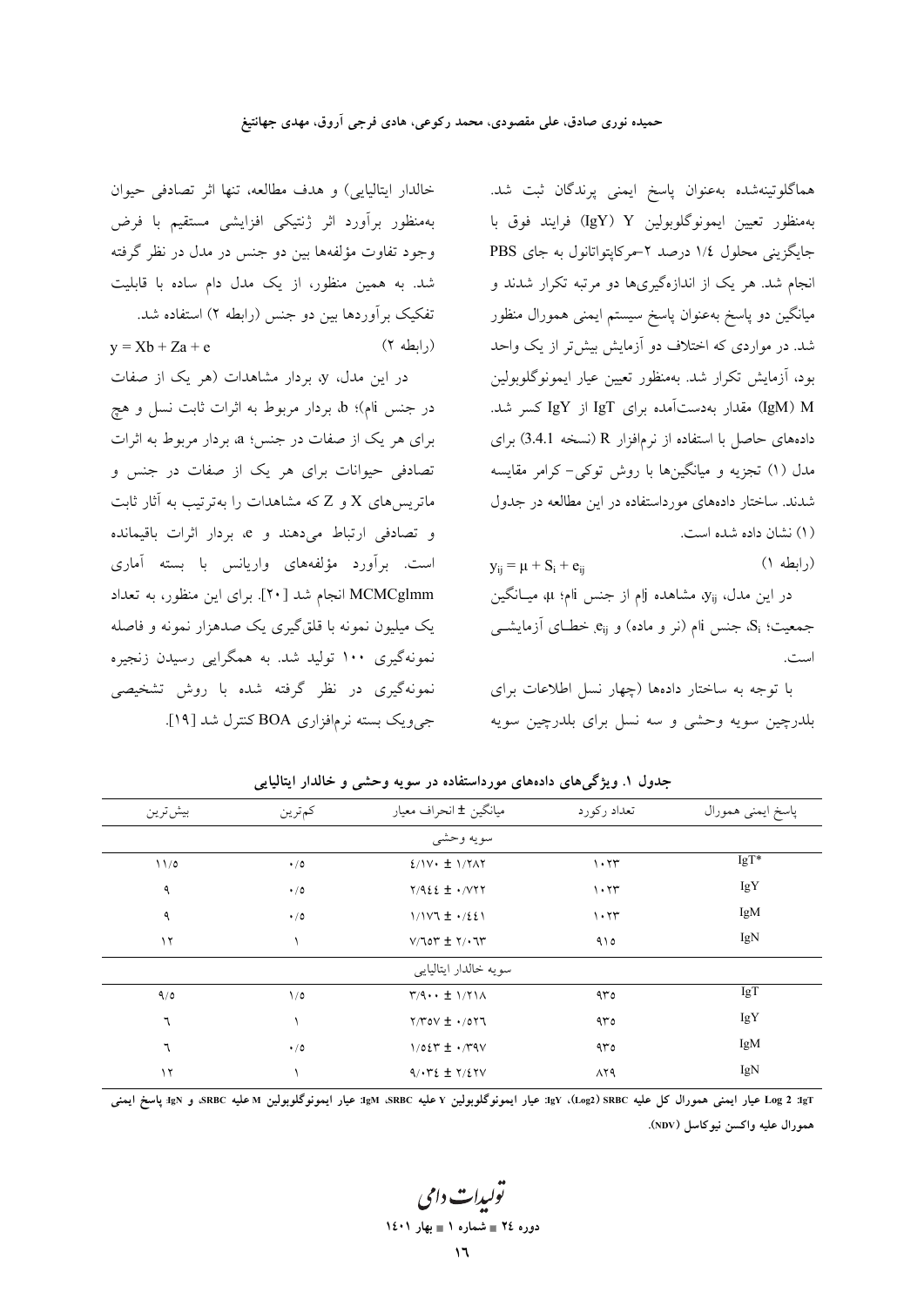هماگلوتینه‌شده به‌عنوان پاسخ ایمنی پرندگان ثبت شد. به‌منظور تعیین ایمونوگلوبولین Y (IgY) فرایند فوق با جایگزینی محلول ۱/٤ درصد ۲-مرکاپتواتانول به جای PBS انجام شد. هر یک از اندازه‌گیری‌ها دو مرتبه تکرار شدند و میانگین دو پاسخ به‌عنوان پاسخ سیستم ایمنی همورال منظور شد. در مواردی که اختلاف دو آزمایش بیش‌تر از یک واحد بود، آزمایش تکرار شد. به‌منظور تعیین عیار ایمونوگلوبولین M (IgM) مقدار به‌دست‌آمده برای IgY از IgT کسر شد. داده‌های حاصل با استفاده از نرم‌افزار R (نسخه 3.4.1) برای مدل (۱) تجزیه و میانگین‌ها با روش توکی- کرامر مقایسه شدند. ساختار داده‌های مورداستفاده در این مطالعه در جدول (۱) نشان داده شده است.

$$y_{ij} = \mu + S_i + e_{ij} \quad \text{(رابطه ۱)}$$

در این مدل، $y_{ij}$، مشاهده jام از جنس iام؛ $\mu$، میانگین جمعیت؛ $S_i$، جنس iام (نر و ماده) و $e_{ij}$، خطای آزمایشی است.

با توجه به ساختار داده‌ها (چهار نسل اطلاعات برای بلدرچین سویه وحشی و سه نسل برای بلدرچین سویه خالدار ایتالیایی) و هدف مطالعه، تنها اثر تصادفی حیوان به‌منظور برآورد اثر ژنتیکی افزایشی مستقیم با فرض وجود تفاوت مؤلفه‌ها بین دو جنس در مدل در نظر گرفته شد. به همین منظور، از یک مدل دام ساده با قابلیت تفکیک برآوردها بین دو جنس (رابطه ۲) استفاده شد.

$$y = Xb + Za + e \quad \text{(رابطه ۲)}$$

در این مدل، y، بردار مشاهدات (هر یک از صفات در جنس iام)؛ b، بردار مربوط به اثرات ثابت نسل و هچ برای هر یک از صفات در جنس؛ a، بردار مربوط به اثرات تصادفی حیوانات برای هر یک از صفات در جنس و ماتریس‌های X و Z که مشاهدات را به‌ترتیب به آثار ثابت و تصادفی ارتباط می‌دهند و e، بردار اثرات باقیمانده است. برآورد مؤلفه‌های واریانس با بسته آماری MCMCglmm انجام شد [۲۰]. برای این منظور، به تعداد یک میلیون نمونه با قلق‌گیری یک صدهزار نمونه و فاصله نمونه‌گیری ۱۰۰ تولید شد. به همگرایی رسیدن زنجیره نمونه‌گیری در نظر گرفته شده با روش تشخیصی جی‌ویک بسته نرم‌افزاری BOA کنترل شد [۱۹].

**جدول ۱. ویژگی‌های داده‌های مورداستفاده در سویه وحشی و خالدار ایتالیایی**

| پاسخ ایمنی همورال | تعداد رکورد | میانگین ± انحراف معیار | کم‌ترین | بیش‌ترین |
|---|---|---|---|---|
| سویه وحشی | | | | |
| IgT* | ۱۰۲۳ | ٤/۱۷۰ ± ۱/۲۸۲ | ۰/٥ | ۱۱/٥ |
| IgY | ۱۰۲۳ | ۲/۹٤٤ ± ۰/۷۲۲ | ۰/٥ | ۹ |
| IgM | ۱۰۲۳ | ۱/۱۷٦ ± ۰/٤٤۱ | ۰/٥ | ۹ |
| IgN | ۹۱٥ | ۷/٦٥۳ ± ۲/۰٦۳ | ۱ | ۱۲ |
| سویه خالدار ایتالیایی | | | | |
| IgT | ۹۳٥ | ۳/۹۰۰ ± ۱/۲۱۸ | ۱/٥ | ۹/٥ |
| IgY | ۹۳٥ | ۲/۳٥۷ ± ۰/٥۲٦ | ۱ | ٦ |
| IgM | ۹۳٥ | ۱/٥٤۳ ± ۰/۳۹۷ | ۰/٥ | ٦ |
| IgN | ۸۲۹ | ۹/۰۳٤ ± ۲/٤۲۷ | ۱ | ۱۲ |

IgT: Log 2 عیار ایمنی همورال کل علیه SRBC (Log2)، IgY: عیار ایمونوگلوبولین Y علیه SRBC، IgM: عیار ایمونوگلوبولین M علیه SRBC، و IgN: پاسخ ایمنی همورال علیه واکسن نیوکاسل (NDV).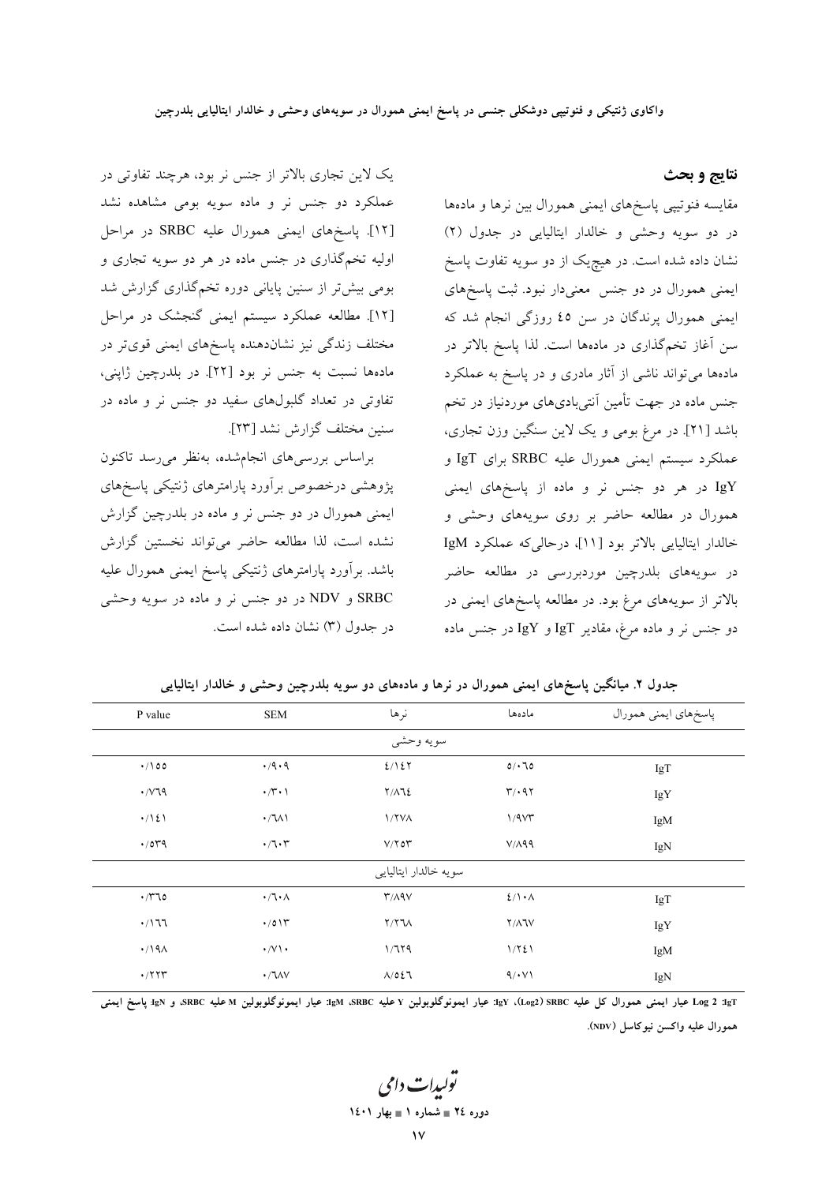## نتایج و بحث

مقایسه فنوتیپی پاسخ‌های ایمنی همورال بین نرها و ماده‌ها در دو سویه وحشی و خالدار ایتالیایی در جدول (۲) نشان داده شده است. در هیچ‌یک از دو سویه تفاوت پاسخ ایمنی همورال در دو جنس معنی‌دار نبود. ثبت پاسخ‌های ایمنی همورال پرندگان در سن ۴۵ روزگی انجام شد که سن آغاز تخم‌گذاری در ماده‌ها است. لذا پاسخ بالاتر در ماده‌ها می‌تواند ناشی از آثار مادری و در پاسخ به عملکرد جنس ماده در جهت تأمین آنتی‌بادی‌های موردنیاز در تخم باشد [۲۱]. در مرغ بومی و یک لاین سنگین وزن تجاری، عملکرد سیستم ایمنی همورال علیه SRBC برای IgT و IgY در هر دو جنس نر و ماده از پاسخ‌های ایمنی همورال در مطالعه حاضر بر روی سویه‌های وحشی و خالدار ایتالیایی بالاتر بود [۱۱]، درحالی‌که عملکرد IgM در سویه‌های بلدرچین موردبررسی در مطالعه حاضر بالاتر از سویه‌های مرغ بود. در مطالعه پاسخ‌های ایمنی در دو جنس نر و ماده مرغ، مقادیر IgT و IgY در جنس ماده یک لاین تجاری بالاتر از جنس نر بود، هرچند تفاوتی در عملکرد دو جنس نر و ماده سویه بومی مشاهده نشد [۱۲]. پاسخ‌های ایمنی همورال علیه SRBC در مراحل اولیه تخم‌گذاری در جنس ماده در هر دو سویه تجاری و بومی بیش‌تر از سنین پایانی دوره تخم‌گذاری گزارش شد [۱۲]. مطالعه عملکرد سیستم ایمنی گنجشک در مراحل مختلف زندگی نیز نشان‌دهنده پاسخ‌های ایمنی قوی‌تر در ماده‌ها نسبت به جنس نر بود [۲۲]. در بلدرچین ژاپنی، تفاوتی در تعداد گلبول‌های سفید دو جنس نر و ماده در سنین مختلف گزارش نشد [۲۳].

براساس بررسی‌های انجام‌شده، به‌نظر می‌رسد تاکنون پژوهشی درخصوص برآورد پارامترهای ژنتیکی پاسخ‌های ایمنی همورال در دو جنس نر و ماده در بلدرچین گزارش نشده است، لذا مطالعه حاضر می‌تواند نخستین گزارش باشد. برآورد پارامترهای ژنتیکی پاسخ ایمنی همورال علیه SRBC و NDV در دو جنس نر و ماده در سویه وحشی در جدول (۳) نشان داده شده است.

**جدول ۲. میانگین پاسخ‌های ایمنی همورال در نرها و ماده‌های دو سویه بلدرچین وحشی و خالدار ایتالیایی**

| پاسخ‌های ایمنی همورال | ماده‌ها | نرها | SEM | P value |
|---|---|---|---|---|
| سویه وحشی | | | | |
| IgT | ۵/۰۶۵ | ۴/۱۴۲ | ۰/۹۰۹ | ۰/۱۵۵ |
| IgY | ۳/۰۹۲ | ۲/۸۶۴ | ۰/۳۰۱ | ۰/۷۶۹ |
| IgM | ۱/۹۷۳ | ۱/۲۷۸ | ۰/۶۸۱ | ۰/۱۴۱ |
| IgN | ۷/۸۹۹ | ۷/۲۵۳ | ۰/۶۰۳ | ۰/۵۳۹ |
| سویه خالدار ایتالیایی | | | | |
| IgT | ۴/۱۰۸ | ۳/۸۹۷ | ۰/۶۰۸ | ۰/۳۶۵ |
| IgY | ۲/۸۶۷ | ۲/۲۶۸ | ۰/۵۱۳ | ۰/۱۶۶ |
| IgM | ۱/۲۴۱ | ۱/۶۲۹ | ۰/۷۱۰ | ۰/۱۹۸ |
| IgN | ۹/۰۷۱ | ۸/۵۴۶ | ۰/۶۸۷ | ۰/۲۲۳ |

IgT: عیار ایمنی همورال کل علیه SRBC (Log2)، IgY: عیار ایمونوگلوبولین Y علیه SRBC، IgM: عیار ایمونوگلوبولین M علیه SRBC، و IgN: پاسخ ایمنی همورال علیه واکسن نیوکاسل (NDV).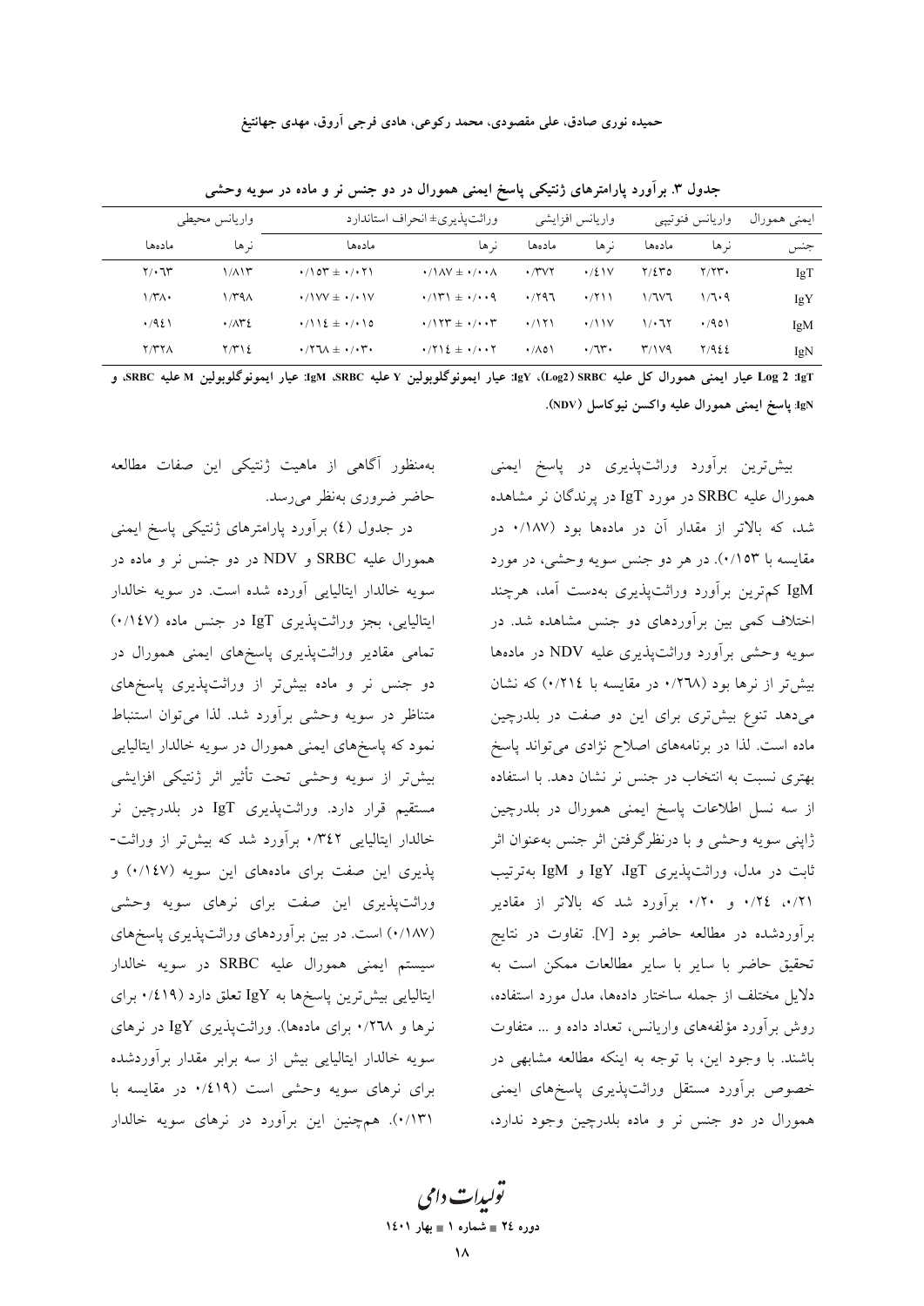**جدول ۳. برآورد پارامترهای ژنتیکی پاسخ ایمنی همورال در دو جنس نر و ماده در سویه وحشی**

| ایمنی همورال | واریانس فنوتیپی | | واریانس افزایشی | | وراثت‌پذیری± انحراف استاندارد | | واریانس محیطی | |
|---|---|---|---|---|---|---|---|---|
| جنس | نرها | ماده‌ها | نرها | ماده‌ها | نرها | ماده‌ها | نرها | ماده‌ها |
| IgT | ۲/۲۳۰ | ۲/٤۳٥ | ۰/٤۱۷ | ۰/۳۷۲ | ۰/۱۸۷ ± ۰/۰۰۸ | ۰/۱٥۳ ± ۰/۰۲۱ | ۱/۸۱۳ | ۲/۰٦۳ |
| IgY | ۱/٦۰۹ | ۱/٦۷٦ | ۰/۲۱۱ | ۰/۲۹٦ | ۰/۱۳۱ ± ۰/۰۰۹ | ۰/۱۷۷ ± ۰/۰۱۷ | ۱/۳۹۸ | ۱/۳۸۰ |
| IgM | ۰/۹٥۱ | ۱/۰٦۲ | ۰/۱۱۷ | ۰/۱۲۱ | ۰/۱۲۳ ± ۰/۰۰۳ | ۰/۱۱٤ ± ۰/۰۱٥ | ۰/۸۳٤ | ۰/۹٤۱ |
| IgN | ۲/۹٤٤ | ۳/۱۷۹ | ۰/٦۳۰ | ۰/۸٥۱ | ۰/۲۱٤ ± ۰/۰۰۲ | ۰/۲٦۸ ± ۰/۰۳۰ | ۲/۳۱٤ | ۲/۳۲۸ |

**IgT: Log 2 عیار ایمنی همورال کل علیه SRBC (Log2)، IgY: عیار ایمونوگلوبولین Y علیه SRBC، IgM: عیار ایمونوگلوبولین M علیه SRBC، و IgN: پاسخ ایمنی همورال علیه واکسن نیوکاسل (NDV).**

بیش‌ترین برآورد وراثت‌پذیری در پاسخ ایمنی همورال علیه SRBC در مورد IgT در پرندگان نر مشاهده شد، که بالاتر از مقدار آن در ماده‌ها بود (۰/۱۸۷ در مقایسه با ۰/۱٥۳). در هر دو جنس سویه وحشی، در مورد IgM کم‌ترین برآورد وراثت‌پذیری به‌دست آمد، هرچند اختلاف کمی بین برآوردهای دو جنس مشاهده شد. در سویه وحشی برآورد وراثت‌پذیری علیه NDV در ماده‌ها بیش‌تر از نرها بود (۰/۲٦۸ در مقایسه با ۰/۲۱٤) که نشان می‌دهد تنوع بیش‌تری برای این دو صفت در بلدرچین ماده است. لذا در برنامه‌های اصلاح نژادی می‌تواند پاسخ بهتری نسبت به انتخاب در جنس نر نشان دهد. با استفاده از سه نسل اطلاعات پاسخ ایمنی همورال در بلدرچین ژاپنی سویه وحشی و با درنظرگرفتن اثر جنس به‌عنوان اثر ثابت در مدل، وراثت‌پذیری IgT، IgY و IgM به‌ترتیب ۰/۲۱، ۰/۲٤ و ۰/۲۰ برآورد شد که بالاتر از مقادیر برآوردشده در مطالعه حاضر بود [7]. تفاوت در نتایج تحقیق حاضر با سایر مطالعات ممکن است به دلایل مختلف از جمله ساختار داده‌ها، مدل مورد استفاده، روش برآورد مؤلفه‌های واریانس، تعداد داده و ... متفاوت باشند. با وجود این، با توجه به اینکه مطالعه مشابهی در خصوص برآورد مستقل وراثت‌پذیری پاسخ‌های ایمنی همورال در دو جنس نر و ماده بلدرچین وجود ندارد، به‌منظور آگاهی از ماهیت ژنتیکی این صفات مطالعه حاضر ضروری به‌نظر می‌رسد.

در جدول (٤) برآورد پارامترهای ژنتیکی پاسخ ایمنی همورال علیه SRBC و NDV در دو جنس نر و ماده در سویه خالدار ایتالیایی آورده شده است. در سویه خالدار ایتالیایی، بجز وراثت‌پذیری IgT در جنس ماده (۰/۱٤۷) تمامی مقادیر وراثت‌پذیری پاسخ‌های ایمنی همورال در دو جنس نر و ماده بیش‌تر از وراثت‌پذیری پاسخ‌های متناظر در سویه وحشی برآورد شد. لذا می‌توان استنباط نمود که پاسخ‌های ایمنی همورال در سویه خالدار ایتالیایی بیش‌تر از سویه وحشی تحت تأثیر اثر ژنتیکی افزایشی مستقیم قرار دارد. وراثت‌پذیری IgT در بلدرچین نر خالدار ایتالیایی ۰/۳٤۲ برآورد شد که بیش‌تر از وراثت‌پذیری این صفت برای ماده‌های این سویه (۰/۱٤۷) و وراثت‌پذیری این صفت برای نرهای سویه وحشی (۰/۱۸۷) است. در بین برآوردهای وراثت‌پذیری پاسخ‌های سیستم ایمنی همورال علیه SRBC در سویه خالدار ایتالیایی بیش‌ترین پاسخ‌ها به IgY تعلق دارد (۰/٤۱۹ برای نرها و ۰/۲٦۸ برای ماده‌ها). وراثت‌پذیری IgY در نرهای سویه خالدار ایتالیایی بیش از سه برابر مقدار برآوردشده برای نرهای سویه وحشی است (۰/٤۱۹ در مقایسه با ۰/۱۳۱). همچنین این برآورد در نرهای سویه خالدار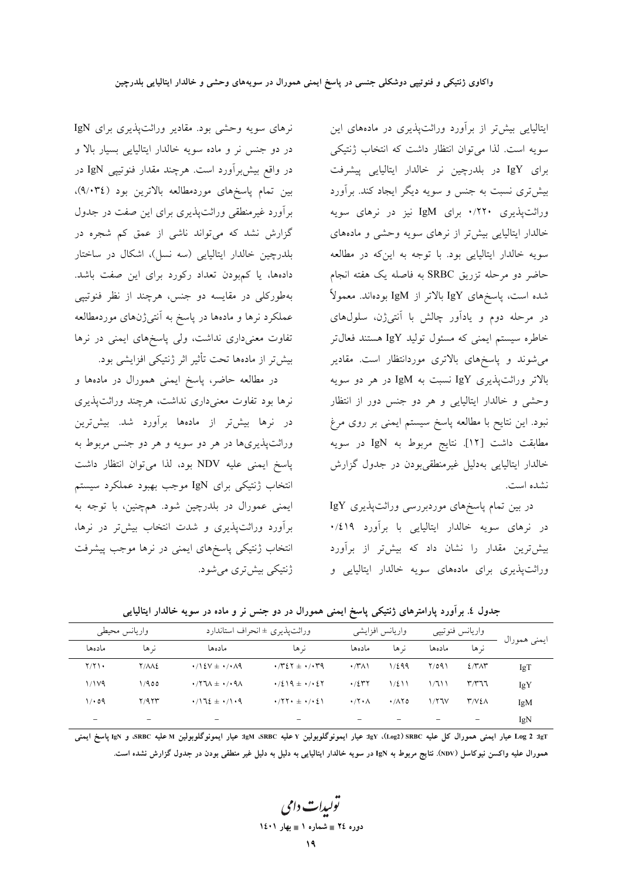ایتالیایی بیش‌تر از برآورد وراثت‌پذیری در ماده‌های این سویه است. لذا می‌توان انتظار داشت که انتخاب ژنتیکی برای IgY در بلدرچین نر خالدار ایتالیایی پیشرفت بیش‌تری نسبت به جنس و سویه دیگر ایجاد کند. برآورد وراثت‌پذیری ۰/۲۲۰ برای IgM نیز در نرهای سویه خالدار ایتالیایی بیش‌تر از نرهای سویه وحشی و ماده‌های سویه خالدار ایتالیایی بود. با توجه به این‌که در مطالعه حاضر دو مرحله تزریق SRBC به فاصله یک هفته انجام شده است، پاسخ‌های IgY بالاتر از IgM بوده‌اند. معمولاً در مرحله دوم و یادآور چالش با آنتی‌ژن، سلول‌های خاطره سیستم ایمنی که مسئول تولید IgY هستند فعال‌تر می‌شوند و پاسخ‌های بالاتری موردانتظار است. مقادیر بالاتر وراثت‌پذیری IgY نسبت به IgM در هر دو سویه وحشی و خالدار ایتالیایی و هر دو جنس دور از انتظار نبود. این نتایج با مطالعه پاسخ سیستم ایمنی بر روی مرغ مطابقت داشت [۱۲]. نتایج مربوط به IgN در سویه خالدار ایتالیایی به‌دلیل غیرمنطقی‌بودن در جدول گزارش نشده است.

در بین تمام پاسخ‌های موردبررسی وراثت‌پذیری IgY در نرهای سویه خالدار ایتالیایی با برآورد ۰/۴۱۹ بیش‌ترین مقدار را نشان داد که بیش‌تر از برآورد وراثت‌پذیری برای ماده‌های سویه خالدار ایتالیایی و نرهای سویه وحشی بود. مقادیر وراثت‌پذیری برای IgN در دو جنس نر و ماده سویه خالدار ایتالیایی بسیار بالا و در واقع بیش‌برآورد است. هرچند مقدار فنوتیپی IgN در بین تمام پاسخ‌های موردمطالعه بالاترین بود (۹/۰۳۴)، برآورد غیرمنطقی وراثت‌پذیری برای این صفت در جدول گزارش نشد که می‌تواند ناشی از عمق کم شجره در بلدرچین خالدار ایتالیایی (سه نسل)، اشکال در ساختار داده‌ها، یا کم‌بودن تعداد رکورد برای این صفت باشد. به‌طورکلی در مقایسه دو جنس، هرچند از نظر فنوتیپی عملکرد نرها و ماده‌ها در پاسخ به آنتی‌ژن‌های موردمطالعه تفاوت معنی‌داری نداشت، ولی پاسخ‌های ایمنی در نرها بیش‌تر از ماده‌ها تحت تأثیر اثر ژنتیکی افزایشی بود.

در مطالعه حاضر، پاسخ ایمنی همورال در ماده‌ها و نرها بود تفاوت معنی‌داری نداشت، هرچند وراثت‌پذیری در نرها بیش‌تر از ماده‌ها برآورد شد. بیش‌ترین وراثت‌پذیری‌ها در هر دو سویه و هر دو جنس مربوط به پاسخ ایمنی علیه NDV بود، لذا می‌توان انتظار داشت انتخاب ژنتیکی برای IgN موجب بهبود عملکرد سیستم ایمنی عمورال در بلدرچین شود. هم‌چنین، با توجه به برآورد وراثت‌پذیری و شدت انتخاب بیش‌تر در نرها، انتخاب ژنتیکی پاسخ‌های ایمنی در نرها موجب پیشرفت ژنتیکی بیش‌تری می‌شود.

**جدول ۴. برآورد پارامترهای ژنتیکی پاسخ ایمنی همورال در دو جنس نر و ماده در سویه خالدار ایتالیایی**

| ایمنی همورال | واریانس فنوتیپی | | واریانس افزایشی | | وراثت‌پذیری ± انحراف استاندارد | | واریانس محیطی | |
|---|---|---|---|---|---|---|---|---|
| | نرها | ماده‌ها | نرها | ماده‌ها | نرها | ماده‌ها | نرها | ماده‌ها |
| IgT | ۴/۳۸۳ | ۲/۵۹۱ | ۱/۴۹۹ | ۰/۳۸۱ | ۰/۳۴۲ ± ۰/۰۳۹ | ۰/۱۴۷ ± ۰/۰۸۹ | ۲/۸۸۴ | ۲/۲۱۰ |
| IgY | ۳/۳۶۶ | ۱/۶۱۱ | ۱/۴۱۱ | ۰/۴۳۲ | ۰/۴۱۹ ± ۰/۰۴۲ | ۰/۲۶۸ ± ۰/۰۹۸ | ۱/۹۵۵ | ۱/۱۷۹ |
| IgM | ۳/۷۴۸ | ۱/۲۶۷ | ۰/۸۲۵ | ۰/۲۰۸ | ۰/۲۲۰ ± ۰/۰۴۱ | ۰/۱۶۴ ± ۰/۱۰۹ | ۲/۹۲۳ | ۱/۰۵۹ |
| IgN | – | – | – | – | – | – | – | – |

IgT: Log 2 عیار ایمنی همورال کل علیه SRBC (Log2)، IgY: عیار ایمونوگلوبولین Y علیه SRBC، IgM: عیار ایمونوگلوبولین M علیه SRBC، و IgN پاسخ ایمنی همورال علیه واکسن نیوکاسل (NDV). نتایج مربوط به IgN در سویه خالدار ایتالیایی به دلیل به دلیل غیر منطقی بودن در جدول گزارش نشده است.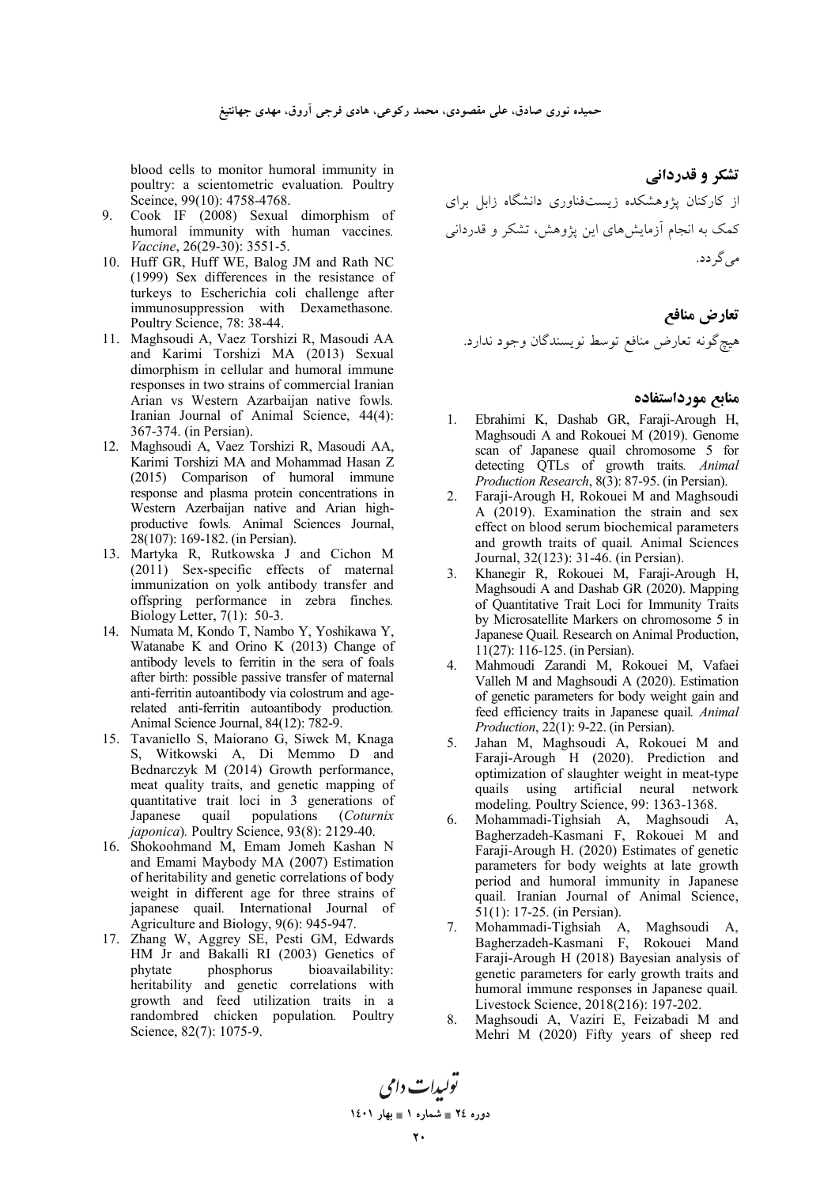## تشکر و قدردانی

از کارکنان پژوهشکده زیست‌فناوری دانشگاه زابل برای کمک به انجام آزمایش‌های این پژوهش، تشکر و قدردانی می‌گردد.

## تعارض منافع

هیچ‌گونه تعارض منافع توسط نویسندگان وجود ندارد.

## منابع مورداستفاده

1. Ebrahimi K, Dashab GR, Faraji-Arough H, Maghsoudi A and Rokouei M (2019). Genome scan of Japanese quail chromosome 5 for detecting QTLs of growth traits. *Animal Production Research*, 8(3): 87-95. (in Persian).
2. Faraji-Arough H, Rokouei M and Maghsoudi A (2019). Examination the strain and sex effect on blood serum biochemical parameters and growth traits of quail. Animal Sciences Journal, 32(123): 31-46. (in Persian).
3. Khanegir R, Rokouei M, Faraji-Arough H, Maghsoudi A and Dashab GR (2020). Mapping of Quantitative Trait Loci for Immunity Traits by Microsatellite Markers on chromosome 5 in Japanese Quail. Research on Animal Production, 11(27): 116-125. (in Persian).
4. Mahmoudi Zarandi M, Rokouei M, Vafaei Valleh M and Maghsoudi A (2020). Estimation of genetic parameters for body weight gain and feed efficiency traits in Japanese quail. *Animal Production*, 22(1): 9-22. (in Persian).
5. Jahan M, Maghsoudi A, Rokouei M and Faraji-Arough H (2020). Prediction and optimization of slaughter weight in meat-type quails using artificial neural network modeling. Poultry Science, 99: 1363-1368.
6. Mohammadi-Tighsiah A, Maghsoudi A, Bagherzadeh-Kasmani F, Rokouei M and Faraji-Arough H. (2020) Estimates of genetic parameters for body weights at late growth period and humoral immunity in Japanese quail. Iranian Journal of Animal Science, 51(1): 17-25. (in Persian).
7. Mohammadi-Tighsiah A, Maghsoudi A, Bagherzadeh-Kasmani F, Rokouei Mand Faraji-Arough H (2018) Bayesian analysis of genetic parameters for early growth traits and humoral immune responses in Japanese quail. Livestock Science, 2018(216): 197-202.
8. Maghsoudi A, Vaziri E, Feizabadi M and Mehri M (2020) Fifty years of sheep red blood cells to monitor humoral immunity in poultry: a scientometric evaluation. Poultry Sceince, 99(10): 4758-4768.
9. Cook IF (2008) Sexual dimorphism of humoral immunity with human vaccines. *Vaccine*, 26(29-30): 3551-5.
10. Huff GR, Huff WE, Balog JM and Rath NC (1999) Sex differences in the resistance of turkeys to Escherichia coli challenge after immunosuppression with Dexamethasone. Poultry Science, 78: 38-44.
11. Maghsoudi A, Vaez Torshizi R, Masoudi AA and Karimi Torshizi MA (2013) Sexual dimorphism in cellular and humoral immune responses in two strains of commercial Iranian Arian vs Western Azarbaijan native fowls. Iranian Journal of Animal Science, 44(4): 367-374. (in Persian).
12. Maghsoudi A, Vaez Torshizi R, Masoudi AA, Karimi Torshizi MA and Mohammad Hasan Z (2015) Comparison of humoral immune response and plasma protein concentrations in Western Azerbaijan native and Arian high-productive fowls. Animal Sciences Journal, 28(107): 169-182. (in Persian).
13. Martyka R, Rutkowska J and Cichon M (2011) Sex-specific effects of maternal immunization on yolk antibody transfer and offspring performance in zebra finches. Biology Letter, 7(1): 50-3.
14. Numata M, Kondo T, Nambo Y, Yoshikawa Y, Watanabe K and Orino K (2013) Change of antibody levels to ferritin in the sera of foals after birth: possible passive transfer of maternal anti-ferritin autoantibody via colostrum and age-related anti-ferritin autoantibody production. Animal Science Journal, 84(12): 782-9.
15. Tavaniello S, Maiorano G, Siwek M, Knaga S, Witkowski A, Di Memmo D and Bednarczyk M (2014) Growth performance, meat quality traits, and genetic mapping of quantitative trait loci in 3 generations of Japanese quail populations (*Coturnix japonica*). Poultry Science, 93(8): 2129-40.
16. Shokoohmand M, Emam Jomeh Kashan N and Emami Maybody MA (2007) Estimation of heritability and genetic correlations of body weight in different age for three strains of japanese quail. International Journal of Agriculture and Biology, 9(6): 945-947.
17. Zhang W, Aggrey SE, Pesti GM, Edwards HM Jr and Bakalli RI (2003) Genetics of phytate phosphorus bioavailability: heritability and genetic correlations with growth and feed utilization traits in a randombred chicken population. Poultry Science, 82(7): 1075-9.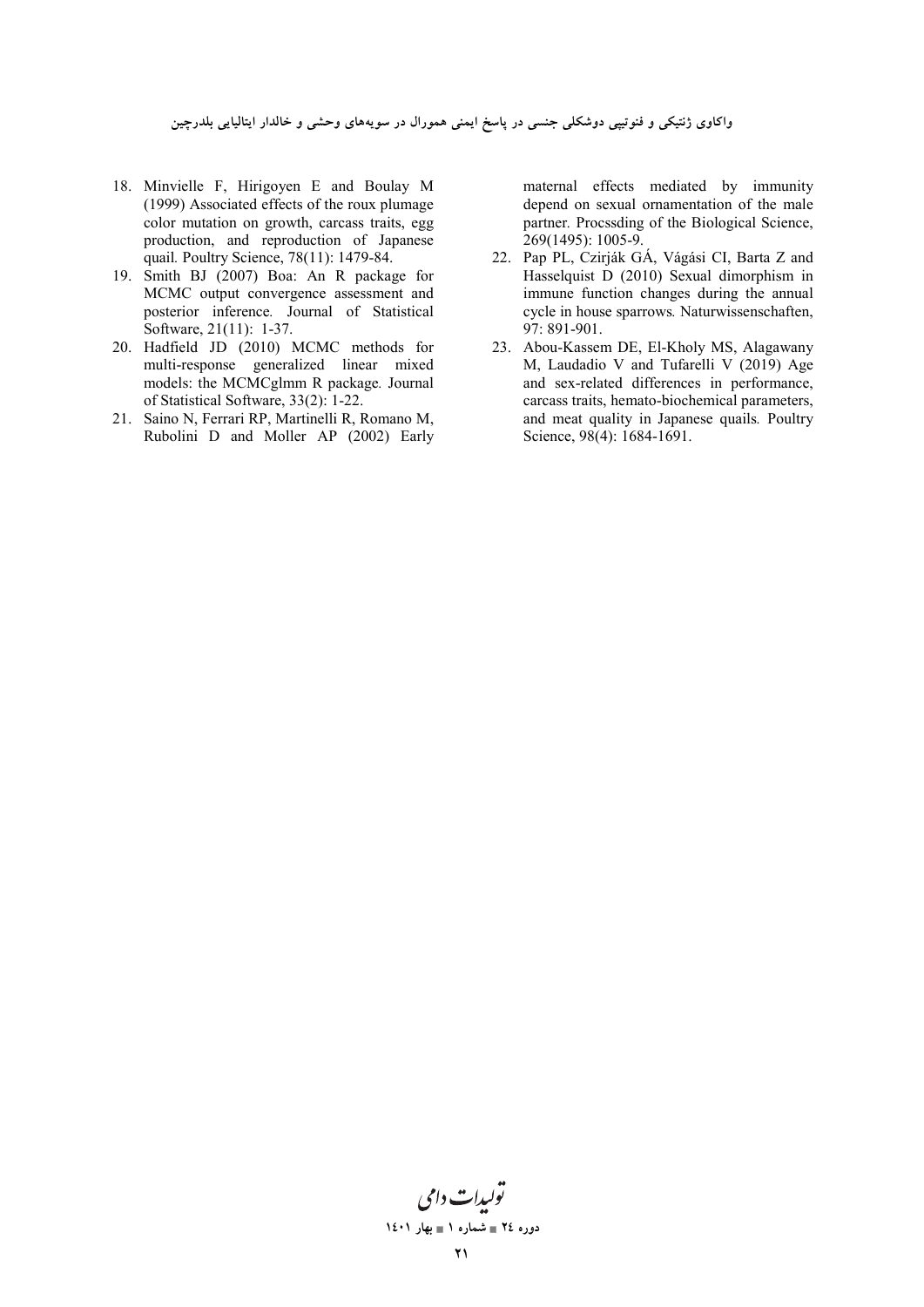18. Minvielle F, Hirigoyen E and Boulay M (1999) Associated effects of the roux plumage color mutation on growth, carcass traits, egg production, and reproduction of Japanese quail. Poultry Science, 78(11): 1479-84.
19. Smith BJ (2007) Boa: An R package for MCMC output convergence assessment and posterior inference. Journal of Statistical Software, 21(11): 1-37.
20. Hadfield JD (2010) MCMC methods for multi-response generalized linear mixed models: the MCMCglmm R package. Journal of Statistical Software, 33(2): 1-22.
21. Saino N, Ferrari RP, Martinelli R, Romano M, Rubolini D and Moller AP (2002) Early maternal effects mediated by immunity depend on sexual ornamentation of the male partner. Procssding of the Biological Science, 269(1495): 1005-9.
22. Pap PL, Czirják GÁ, Vágási CI, Barta Z and Hasselquist D (2010) Sexual dimorphism in immune function changes during the annual cycle in house sparrows. Naturwissenschaften, 97: 891-901.
23. Abou-Kassem DE, El-Kholy MS, Alagawany M, Laudadio V and Tufarelli V (2019) Age and sex-related differences in performance, carcass traits, hemato-biochemical parameters, and meat quality in Japanese quails. Poultry Science, 98(4): 1684-1691.